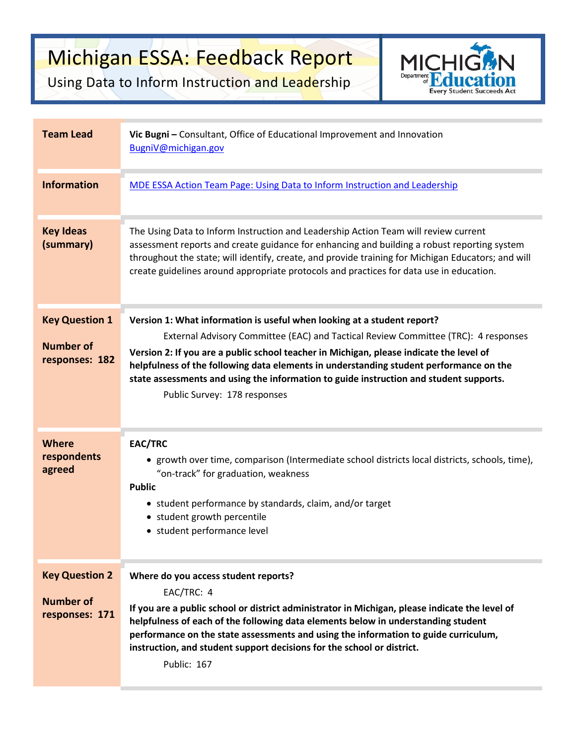# Michigan ESSA: Feedback Report

## Using Data to Inform Instruction and Leadership

MICHIGAN Department of Education
Every Student Succeeds Act

| | |
|---|---|
| **Team Lead** | **Vic Bugni –** Consultant, Office of Educational Improvement and Innovation<br>BugniV@michigan.gov |
| **Information** | MDE ESSA Action Team Page: Using Data to Inform Instruction and Leadership |
| **Key Ideas (summary)** | The Using Data to Inform Instruction and Leadership Action Team will review current assessment reports and create guidance for enhancing and building a robust reporting system throughout the state; will identify, create, and provide training for Michigan Educators; and will create guidelines around appropriate protocols and practices for data use in education. |
| **Key Question 1**<br><br>**Number of responses: 182** | **Version 1: What information is useful when looking at a student report?**<br>External Advisory Committee (EAC) and Tactical Review Committee (TRC): 4 responses<br>**Version 2: If you are a public school teacher in Michigan, please indicate the level of helpfulness of the following data elements in understanding student performance on the state assessments and using the information to guide instruction and student supports.**<br>Public Survey: 178 responses |
| **Where respondents agreed** | **EAC/TRC**<br>• growth over time, comparison (Intermediate school districts local districts, schools, time), "on-track" for graduation, weakness<br>**Public**<br>• student performance by standards, claim, and/or target<br>• student growth percentile<br>• student performance level |
| **Key Question 2**<br><br>**Number of responses: 171** | **Where do you access student reports?**<br>EAC/TRC: 4<br>**If you are a public school or district administrator in Michigan, please indicate the level of helpfulness of each of the following data elements below in understanding student performance on the state assessments and using the information to guide curriculum, instruction, and student support decisions for the school or district.**<br>Public: 167 |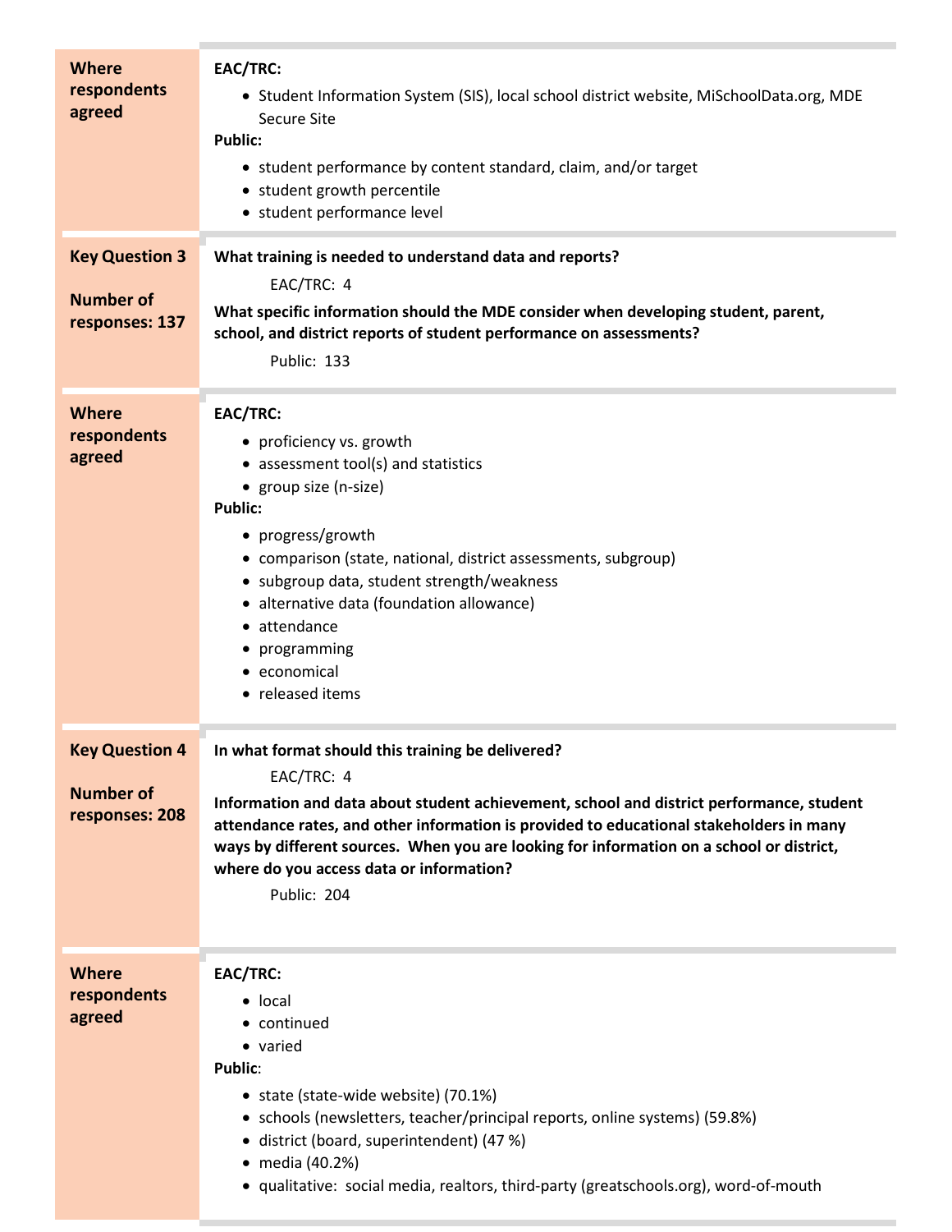| | |
|---|---|
| **Where respondents agreed** | **EAC/TRC:**<br>• Student Information System (SIS), local school district website, MiSchoolData.org, MDE Secure Site<br>**Public:**<br>• student performance by content standard, claim, and/or target<br>• student growth percentile<br>• student performance level |
| **Key Question 3**<br><br>**Number of responses: 137** | **What training is needed to understand data and reports?**<br>EAC/TRC: 4<br>**What specific information should the MDE consider when developing student, parent, school, and district reports of student performance on assessments?**<br>Public: 133 |
| **Where respondents agreed** | **EAC/TRC:**<br>• proficiency vs. growth<br>• assessment tool(s) and statistics<br>• group size (n-size)<br>**Public:**<br>• progress/growth<br>• comparison (state, national, district assessments, subgroup)<br>• subgroup data, student strength/weakness<br>• alternative data (foundation allowance)<br>• attendance<br>• programming<br>• economical<br>• released items |
| **Key Question 4**<br><br>**Number of responses: 208** | **In what format should this training be delivered?**<br>EAC/TRC: 4<br>**Information and data about student achievement, school and district performance, student attendance rates, and other information is provided to educational stakeholders in many ways by different sources. When you are looking for information on a school or district, where do you access data or information?**<br>Public: 204 |
| **Where respondents agreed** | **EAC/TRC:**<br>• local<br>• continued<br>• varied<br>**Public**:<br>• state (state-wide website) (70.1%)<br>• schools (newsletters, teacher/principal reports, online systems) (59.8%)<br>• district (board, superintendent) (47 %)<br>• media (40.2%)<br>• qualitative: social media, realtors, third-party (greatschools.org), word-of-mouth |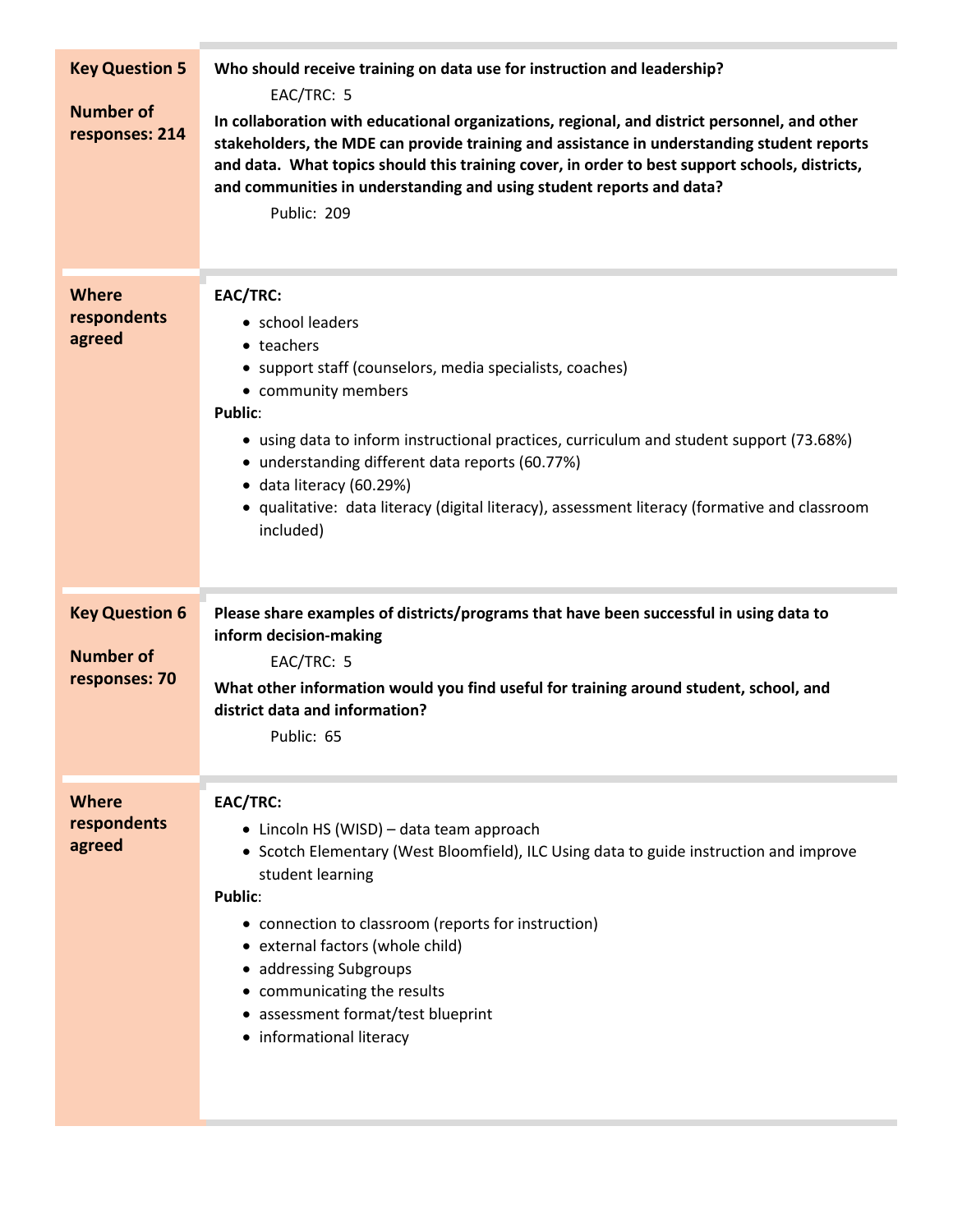**Key Question 5**

**Number of responses: 214**

**Who should receive training on data use for instruction and leadership?**

EAC/TRC: 5

**In collaboration with educational organizations, regional, and district personnel, and other stakeholders, the MDE can provide training and assistance in understanding student reports and data. What topics should this training cover, in order to best support schools, districts, and communities in understanding and using student reports and data?**

Public: 209

**Where respondents agreed**

**EAC/TRC:**

- school leaders
- teachers
- support staff (counselors, media specialists, coaches)
- community members

**Public**:

- using data to inform instructional practices, curriculum and student support (73.68%)
- understanding different data reports (60.77%)
- data literacy (60.29%)
- qualitative: data literacy (digital literacy), assessment literacy (formative and classroom included)

**Key Question 6**

**Number of responses: 70**

**Please share examples of districts/programs that have been successful in using data to inform decision-making**

EAC/TRC: 5

**What other information would you find useful for training around student, school, and district data and information?**

Public: 65

**Where respondents agreed**

**EAC/TRC:**

- Lincoln HS (WISD) – data team approach
- Scotch Elementary (West Bloomfield), ILC Using data to guide instruction and improve student learning

**Public**:

- connection to classroom (reports for instruction)
- external factors (whole child)
- addressing Subgroups
- communicating the results
- assessment format/test blueprint
- informational literacy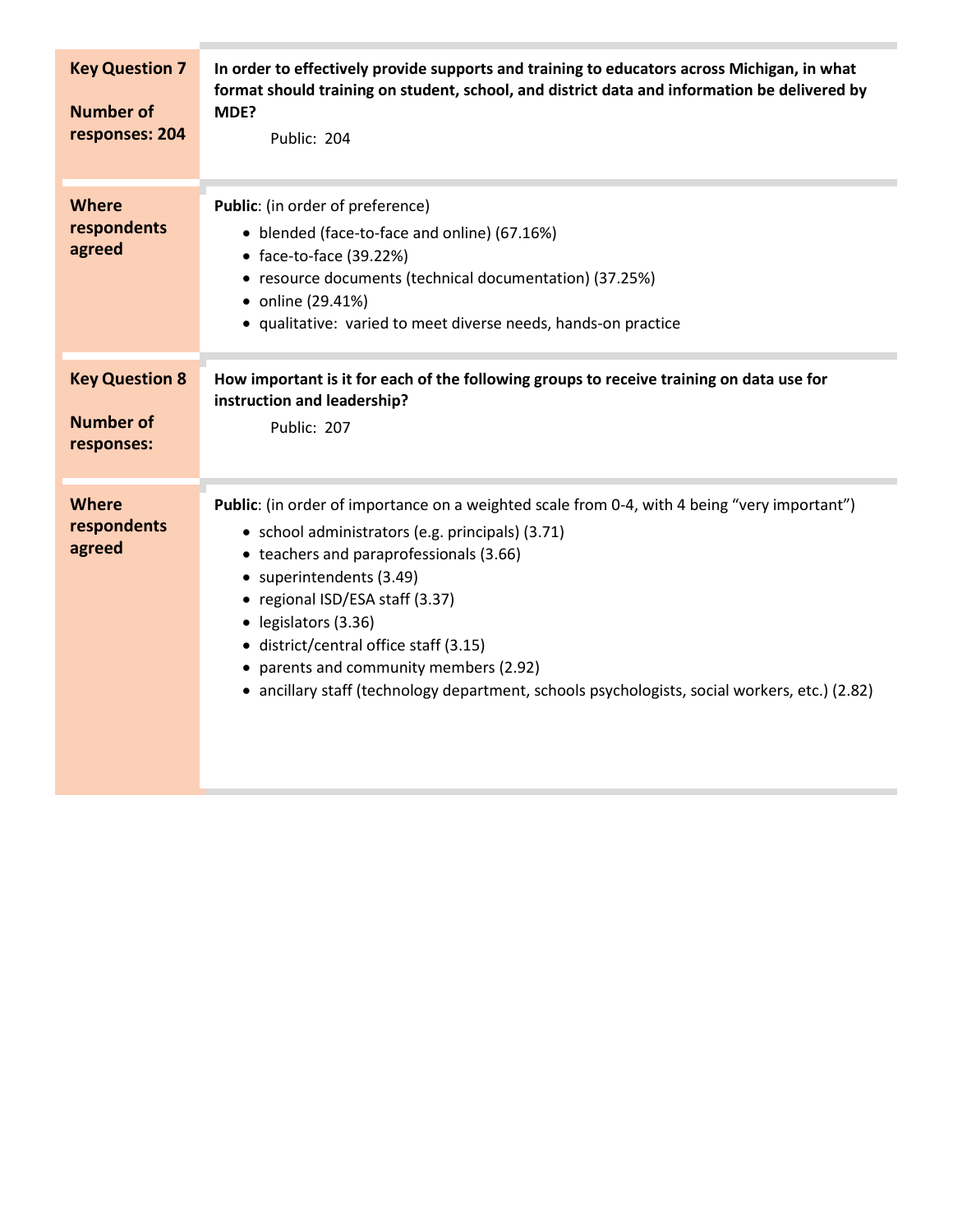| | |
|---|---|
| **Key Question 7**<br><br>**Number of responses: 204** | **In order to effectively provide supports and training to educators across Michigan, in what format should training on student, school, and district data and information be delivered by MDE?**<br>Public: 204 |
| **Where respondents agreed** | **Public**: (in order of preference)<br>• blended (face-to-face and online) (67.16%)<br>• face-to-face (39.22%)<br>• resource documents (technical documentation) (37.25%)<br>• online (29.41%)<br>• qualitative: varied to meet diverse needs, hands-on practice |
| **Key Question 8**<br><br>**Number of responses:** | **How important is it for each of the following groups to receive training on data use for instruction and leadership?**<br>Public: 207 |
| **Where respondents agreed** | **Public**: (in order of importance on a weighted scale from 0-4, with 4 being "very important")<br>• school administrators (e.g. principals) (3.71)<br>• teachers and paraprofessionals (3.66)<br>• superintendents (3.49)<br>• regional ISD/ESA staff (3.37)<br>• legislators (3.36)<br>• district/central office staff (3.15)<br>• parents and community members (2.92)<br>• ancillary staff (technology department, schools psychologists, social workers, etc.) (2.82) |